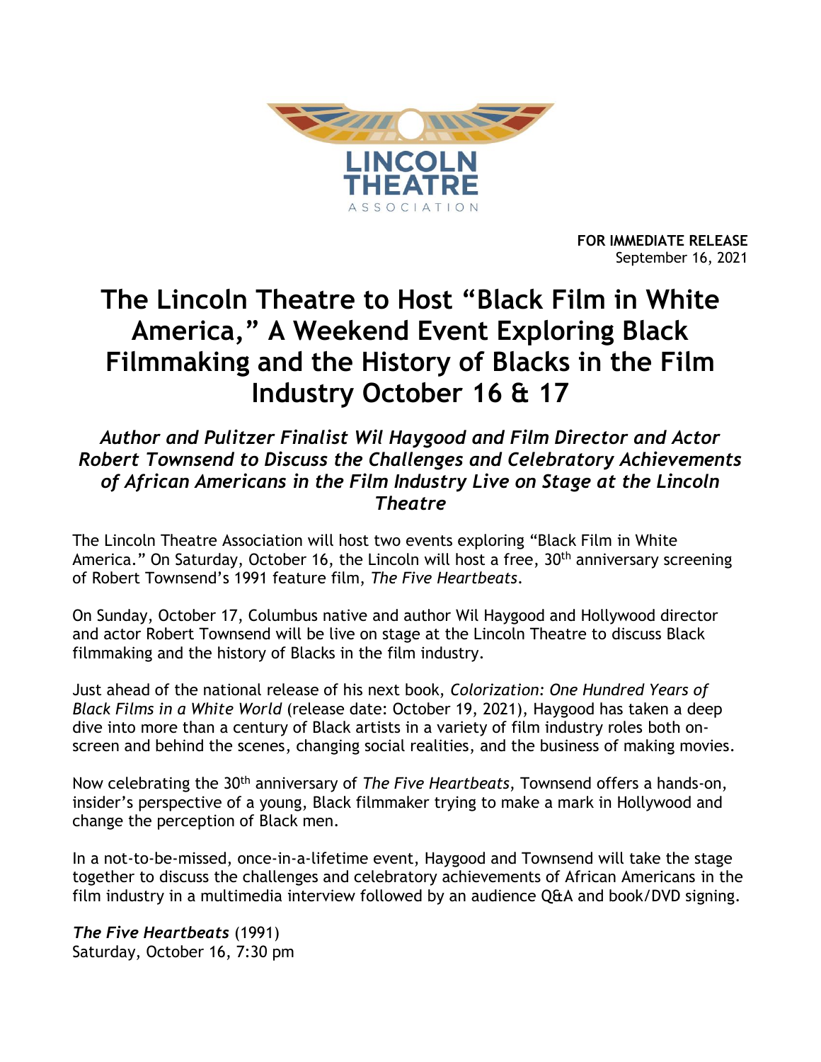LINCOLN THEATRE
ASSOCIATION

**FOR IMMEDIATE RELEASE**
September 16, 2021

# The Lincoln Theatre to Host "Black Film in White America," A Weekend Event Exploring Black Filmmaking and the History of Blacks in the Film Industry October 16 & 17

***Author and Pulitzer Finalist Wil Haygood and Film Director and Actor Robert Townsend to Discuss the Challenges and Celebratory Achievements of African Americans in the Film Industry Live on Stage at the Lincoln Theatre***

The Lincoln Theatre Association will host two events exploring "Black Film in White America." On Saturday, October 16, the Lincoln will host a free, 30th anniversary screening of Robert Townsend's 1991 feature film, *The Five Heartbeats*.

On Sunday, October 17, Columbus native and author Wil Haygood and Hollywood director and actor Robert Townsend will be live on stage at the Lincoln Theatre to discuss Black filmmaking and the history of Blacks in the film industry.

Just ahead of the national release of his next book, *Colorization: One Hundred Years of Black Films in a White World* (release date: October 19, 2021), Haygood has taken a deep dive into more than a century of Black artists in a variety of film industry roles both on-screen and behind the scenes, changing social realities, and the business of making movies.

Now celebrating the 30th anniversary of *The Five Heartbeats*, Townsend offers a hands-on, insider's perspective of a young, Black filmmaker trying to make a mark in Hollywood and change the perception of Black men.

In a not-to-be-missed, once-in-a-lifetime event, Haygood and Townsend will take the stage together to discuss the challenges and celebratory achievements of African Americans in the film industry in a multimedia interview followed by an audience Q&A and book/DVD signing.

***The Five Heartbeats*** (1991)
Saturday, October 16, 7:30 pm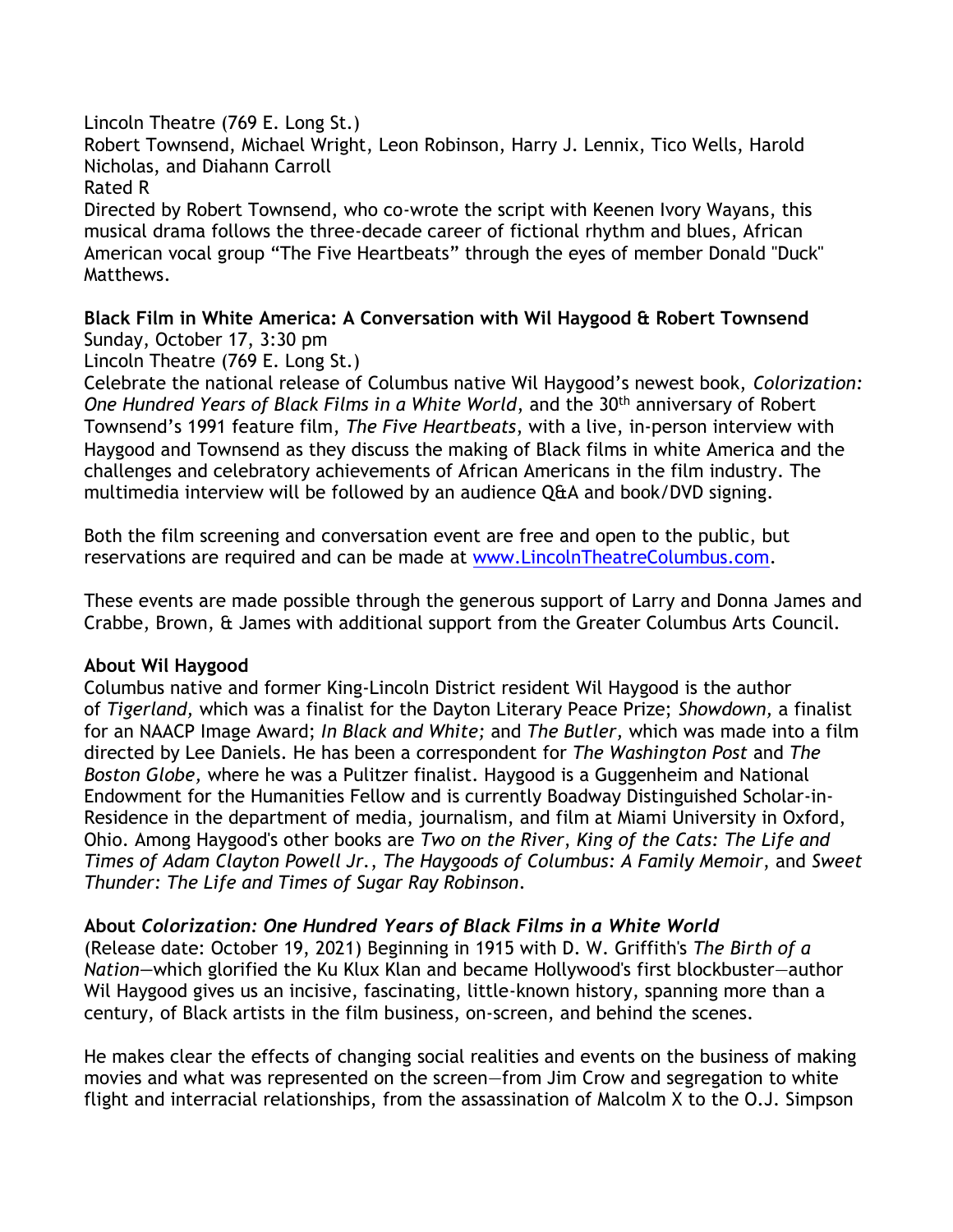Lincoln Theatre (769 E. Long St.)
Robert Townsend, Michael Wright, Leon Robinson, Harry J. Lennix, Tico Wells, Harold Nicholas, and Diahann Carroll
Rated R
Directed by Robert Townsend, who co-wrote the script with Keenen Ivory Wayans, this musical drama follows the three-decade career of fictional rhythm and blues, African American vocal group "The Five Heartbeats" through the eyes of member Donald "Duck" Matthews.

**Black Film in White America: A Conversation with Wil Haygood & Robert Townsend**
Sunday, October 17, 3:30 pm
Lincoln Theatre (769 E. Long St.)
Celebrate the national release of Columbus native Wil Haygood's newest book, *Colorization: One Hundred Years of Black Films in a White World*, and the 30th anniversary of Robert Townsend's 1991 feature film, *The Five Heartbeats*, with a live, in-person interview with Haygood and Townsend as they discuss the making of Black films in white America and the challenges and celebratory achievements of African Americans in the film industry. The multimedia interview will be followed by an audience Q&A and book/DVD signing.

Both the film screening and conversation event are free and open to the public, but reservations are required and can be made at [www.LincolnTheatreColumbus.com](www.LincolnTheatreColumbus.com).

These events are made possible through the generous support of Larry and Donna James and Crabbe, Brown, & James with additional support from the Greater Columbus Arts Council.

**About Wil Haygood**
Columbus native and former King-Lincoln District resident Wil Haygood is the author of *Tigerland,* which was a finalist for the Dayton Literary Peace Prize; *Showdown,* a finalist for an NAACP Image Award; *In Black and White;* and *The Butler,* which was made into a film directed by Lee Daniels. He has been a correspondent for *The Washington Post* and *The Boston Globe,* where he was a Pulitzer finalist. Haygood is a Guggenheim and National Endowment for the Humanities Fellow and is currently Boadway Distinguished Scholar-in-Residence in the department of media, journalism, and film at Miami University in Oxford, Ohio. Among Haygood's other books are *Two on the River*, *King of the Cats: The Life and Times of Adam Clayton Powell Jr.*, *The Haygoods of Columbus: A Family Memoir*, and *Sweet Thunder: The Life and Times of Sugar Ray Robinson*.

**About *Colorization: One Hundred Years of Black Films in a White World***
(Release date: October 19, 2021) Beginning in 1915 with D. W. Griffith's *The Birth of a Nation*—which glorified the Ku Klux Klan and became Hollywood's first blockbuster—author Wil Haygood gives us an incisive, fascinating, little-known history, spanning more than a century, of Black artists in the film business, on-screen, and behind the scenes.

He makes clear the effects of changing social realities and events on the business of making movies and what was represented on the screen—from Jim Crow and segregation to white flight and interracial relationships, from the assassination of Malcolm X to the O.J. Simpson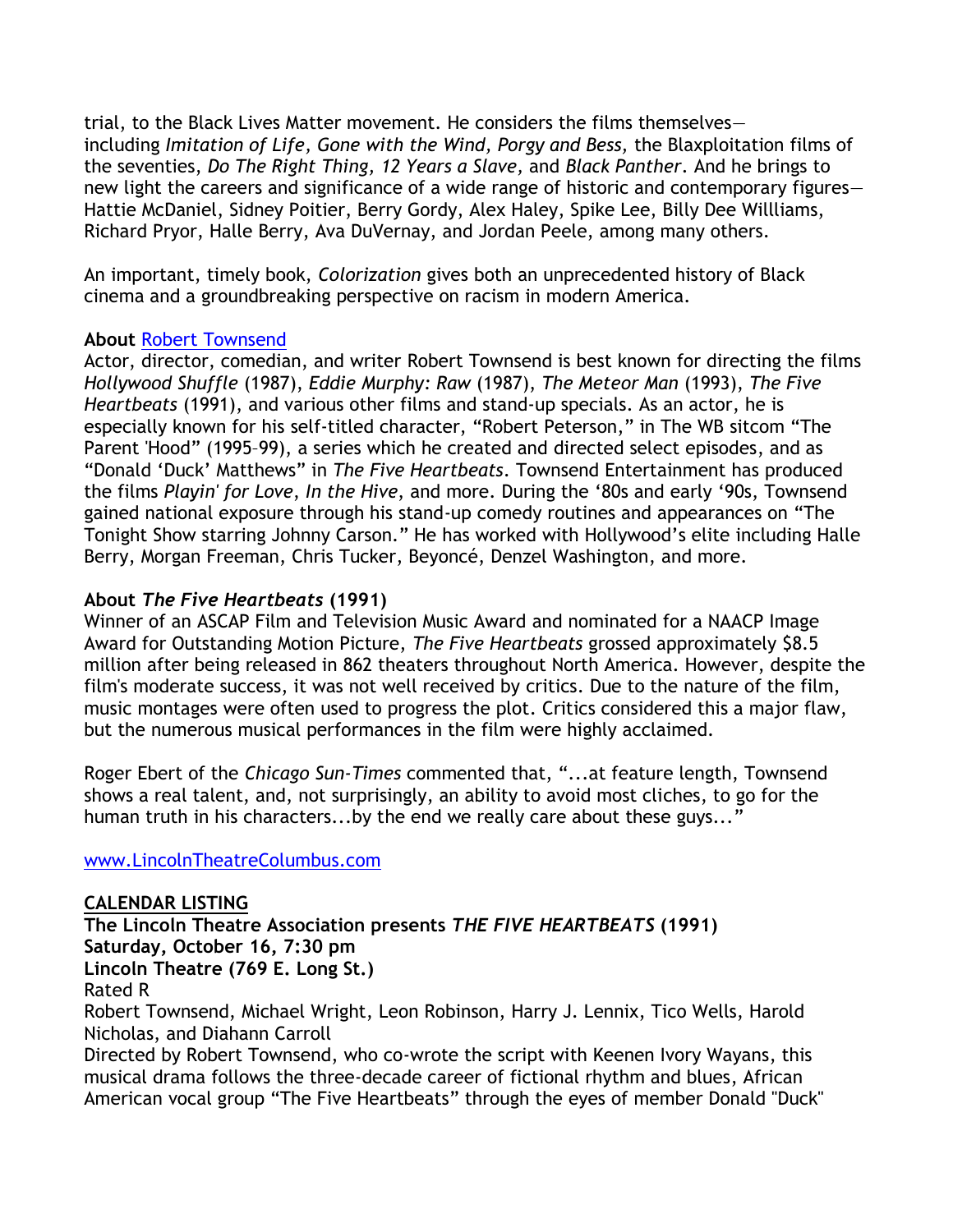trial, to the Black Lives Matter movement. He considers the films themselves—including *Imitation of Life, Gone with the Wind, Porgy and Bess,* the Blaxploitation films of the seventies, *Do The Right Thing, 12 Years a Slave,* and *Black Panther*. And he brings to new light the careers and significance of a wide range of historic and contemporary figures—Hattie McDaniel, Sidney Poitier, Berry Gordy, Alex Haley, Spike Lee, Billy Dee Willliams, Richard Pryor, Halle Berry, Ava DuVernay, and Jordan Peele, among many others.

An important, timely book, *Colorization* gives both an unprecedented history of Black cinema and a groundbreaking perspective on racism in modern America.

**About** [Robert Townsend]()

Actor, director, comedian, and writer Robert Townsend is best known for directing the films *Hollywood Shuffle* (1987), *Eddie Murphy: Raw* (1987), *The Meteor Man* (1993), *The Five Heartbeats* (1991), and various other films and stand-up specials. As an actor, he is especially known for his self-titled character, "Robert Peterson," in The WB sitcom "The Parent 'Hood" (1995–99), a series which he created and directed select episodes, and as "Donald 'Duck' Matthews" in *The Five Heartbeats*. Townsend Entertainment has produced the films *Playin' for Love*, *In the Hive*, and more. During the '80s and early '90s, Townsend gained national exposure through his stand-up comedy routines and appearances on "The Tonight Show starring Johnny Carson." He has worked with Hollywood's elite including Halle Berry, Morgan Freeman, Chris Tucker, Beyoncé, Denzel Washington, and more.

**About *The Five Heartbeats* (1991)**

Winner of an ASCAP Film and Television Music Award and nominated for a NAACP Image Award for Outstanding Motion Picture, *The Five Heartbeats* grossed approximately $8.5 million after being released in 862 theaters throughout North America. However, despite the film's moderate success, it was not well received by critics. Due to the nature of the film, music montages were often used to progress the plot. Critics considered this a major flaw, but the numerous musical performances in the film were highly acclaimed.

Roger Ebert of the *Chicago Sun-Times* commented that, "...at feature length, Townsend shows a real talent, and, not surprisingly, an ability to avoid most cliches, to go for the human truth in his characters...by the end we really care about these guys..."

[www.LincolnTheatreColumbus.com]()

**CALENDAR LISTING**

**The Lincoln Theatre Association presents *THE FIVE HEARTBEATS* (1991)**
**Saturday, October 16, 7:30 pm**
**Lincoln Theatre (769 E. Long St.)**
Rated R
Robert Townsend, Michael Wright, Leon Robinson, Harry J. Lennix, Tico Wells, Harold Nicholas, and Diahann Carroll
Directed by Robert Townsend, who co-wrote the script with Keenen Ivory Wayans, this musical drama follows the three-decade career of fictional rhythm and blues, African American vocal group "The Five Heartbeats" through the eyes of member Donald "Duck"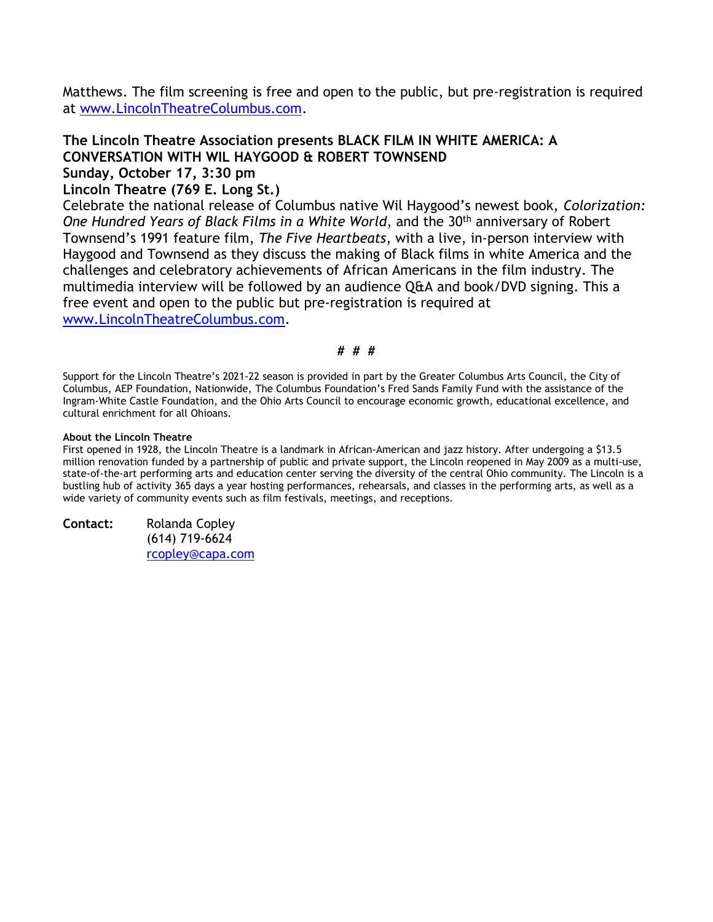Matthews. The film screening is free and open to the public, but pre-registration is required at www.LincolnTheatreColumbus.com.

**The Lincoln Theatre Association presents BLACK FILM IN WHITE AMERICA: A CONVERSATION WITH WIL HAYGOOD & ROBERT TOWNSEND**
**Sunday, October 17, 3:30 pm**
**Lincoln Theatre (769 E. Long St.)**
Celebrate the national release of Columbus native Wil Haygood's newest book, *Colorization: One Hundred Years of Black Films in a White World*, and the 30th anniversary of Robert Townsend's 1991 feature film, *The Five Heartbeats*, with a live, in-person interview with Haygood and Townsend as they discuss the making of Black films in white America and the challenges and celebratory achievements of African Americans in the film industry. The multimedia interview will be followed by an audience Q&A and book/DVD signing. This a free event and open to the public but pre-registration is required at www.LincolnTheatreColumbus.com.

# # #

Support for the Lincoln Theatre's 2021-22 season is provided in part by the Greater Columbus Arts Council, the City of Columbus, AEP Foundation, Nationwide, The Columbus Foundation's Fred Sands Family Fund with the assistance of the Ingram-White Castle Foundation, and the Ohio Arts Council to encourage economic growth, educational excellence, and cultural enrichment for all Ohioans.

**About the Lincoln Theatre**
First opened in 1928, the Lincoln Theatre is a landmark in African-American and jazz history. After undergoing a $13.5 million renovation funded by a partnership of public and private support, the Lincoln reopened in May 2009 as a multi-use, state-of-the-art performing arts and education center serving the diversity of the central Ohio community. The Lincoln is a bustling hub of activity 365 days a year hosting performances, rehearsals, and classes in the performing arts, as well as a wide variety of community events such as film festivals, meetings, and receptions.

**Contact:** Rolanda Copley
(614) 719-6624
rcopley@capa.com